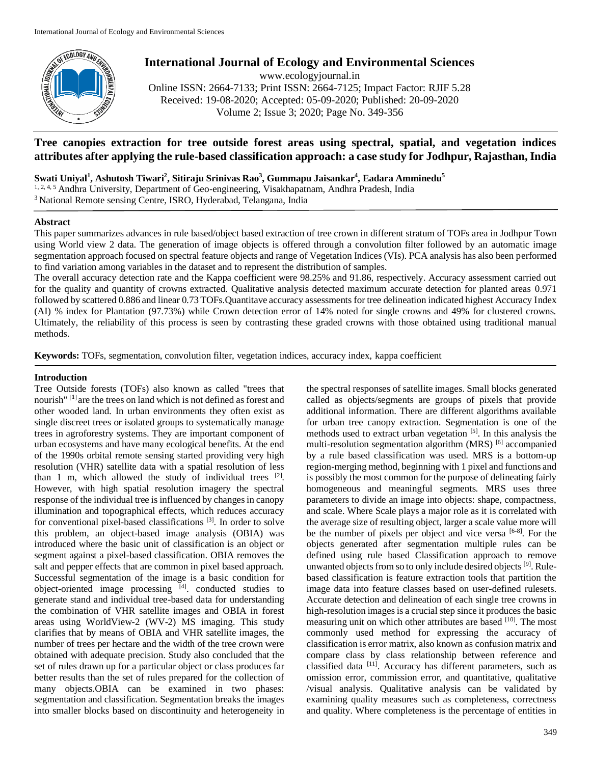# Tree canopies extraction for tree outside forest areas using spectral, spatial, and vegetation indices attributes after applying the rule-based classification approach: a case study for Jodhpur, Rajasthan, India

**Swati Uniyal[1], Ashutosh Tiwari[2], Sitiraju Srinivas Rao[3], Gummapu Jaisankar[4], Eadara Amminedu[5]**

[1, 2, 4, 5] Andhra University, Department of Geo-engineering, Visakhapatnam, Andhra Pradesh, India
[3] National Remote sensing Centre, ISRO, Hyderabad, Telangana, India

## Abstract

This paper summarizes advances in rule based/object based extraction of tree crown in different stratum of TOFs area in Jodhpur Town using World view 2 data. The generation of image objects is offered through a convolution filter followed by an automatic image segmentation approach focused on spectral feature objects and range of Vegetation Indices (VIs). PCA analysis has also been performed to find variation among variables in the dataset and to represent the distribution of samples.

The overall accuracy detection rate and the Kappa coefficient were 98.25% and 91.86, respectively. Accuracy assessment carried out for the quality and quantity of crowns extracted. Qualitative analysis detected maximum accurate detection for planted areas 0.971 followed by scattered 0.886 and linear 0.73 TOFs.Quantitave accuracy assessments for tree delineation indicated highest Accuracy Index (AI) % index for Plantation (97.73%) while Crown detection error of 14% noted for single crowns and 49% for clustered crowns. Ultimately, the reliability of this process is seen by contrasting these graded crowns with those obtained using traditional manual methods.

**Keywords:** TOFs, segmentation, convolution filter, vegetation indices, accuracy index, kappa coefficient

## Introduction

Tree Outside forests (TOFs) also known as called "trees that nourish" [1] are the trees on land which is not defined as forest and other wooded land. In urban environments they often exist as single discreet trees or isolated groups to systematically manage trees in agroforestry systems. They are important component of urban ecosystems and have many ecological benefits. At the end of the 1990s orbital remote sensing started providing very high resolution (VHR) satellite data with a spatial resolution of less than 1 m, which allowed the study of individual trees [2]. However, with high spatial resolution imagery the spectral response of the individual tree is influenced by changes in canopy illumination and topographical effects, which reduces accuracy for conventional pixel-based classifications [3]. In order to solve this problem, an object-based image analysis (OBIA) was introduced where the basic unit of classification is an object or segment against a pixel-based classification. OBIA removes the salt and pepper effects that are common in pixel based approach. Successful segmentation of the image is a basic condition for object-oriented image processing [4]. conducted studies to generate stand and individual tree-based data for understanding the combination of VHR satellite images and OBIA in forest areas using WorldView-2 (WV-2) MS imaging. This study clarifies that by means of OBIA and VHR satellite images, the number of trees per hectare and the width of the tree crown were obtained with adequate precision. Study also concluded that the set of rules drawn up for a particular object or class produces far better results than the set of rules prepared for the collection of many objects.OBIA can be examined in two phases: segmentation and classification. Segmentation breaks the images into smaller blocks based on discontinuity and heterogeneity in the spectral responses of satellite images. Small blocks generated called as objects/segments are groups of pixels that provide additional information. There are different algorithms available for urban tree canopy extraction. Segmentation is one of the methods used to extract urban vegetation [5]. In this analysis the multi-resolution segmentation algorithm (MRS) [6] accompanied by a rule based classification was used. MRS is a bottom-up region-merging method, beginning with 1 pixel and functions and is possibly the most common for the purpose of delineating fairly homogeneous and meaningful segments. MRS uses three parameters to divide an image into objects: shape, compactness, and scale. Where Scale plays a major role as it is correlated with the average size of resulting object, larger a scale value more will be the number of pixels per object and vice versa [6-8]. For the objects generated after segmentation multiple rules can be defined using rule based Classification approach to remove unwanted objects from so to only include desired objects [9]. Rule-based classification is feature extraction tools that partition the image data into feature classes based on user-defined rulesets. Accurate detection and delineation of each single tree crowns in high-resolution images is a crucial step since it produces the basic measuring unit on which other attributes are based [10]. The most commonly used method for expressing the accuracy of classification is error matrix, also known as confusion matrix and compare class by class relationship between reference and classified data [11]. Accuracy has different parameters, such as omission error, commission error, and quantitative, qualitative /visual analysis. Qualitative analysis can be validated by examining quality measures such as completeness, correctness and quality. Where completeness is the percentage of entities in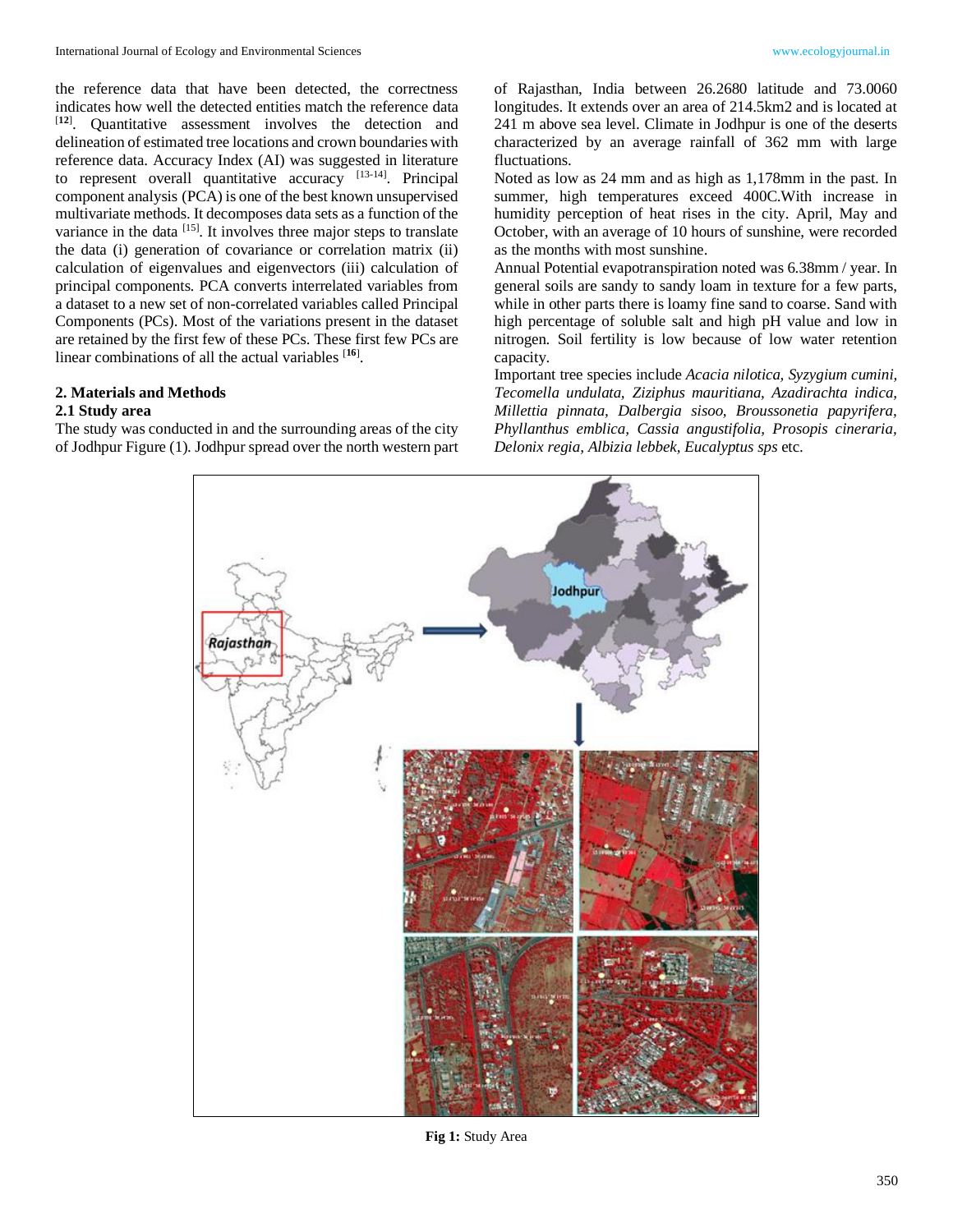the reference data that have been detected, the correctness indicates how well the detected entities match the reference data [12]. Quantitative assessment involves the detection and delineation of estimated tree locations and crown boundaries with reference data. Accuracy Index (AI) was suggested in literature to represent overall quantitative accuracy [13-14]. Principal component analysis (PCA) is one of the best known unsupervised multivariate methods. It decomposes data sets as a function of the variance in the data [15]. It involves three major steps to translate the data (i) generation of covariance or correlation matrix (ii) calculation of eigenvalues and eigenvectors (iii) calculation of principal components. PCA converts interrelated variables from a dataset to a new set of non-correlated variables called Principal Components (PCs). Most of the variations present in the dataset are retained by the first few of these PCs. These first few PCs are linear combinations of all the actual variables [16].

## 2. Materials and Methods

### 2.1 Study area

The study was conducted in and the surrounding areas of the city of Jodhpur Figure (1). Jodhpur spread over the north western part of Rajasthan, India between 26.2680 latitude and 73.0060 longitudes. It extends over an area of 214.5km2 and is located at 241 m above sea level. Climate in Jodhpur is one of the deserts characterized by an average rainfall of 362 mm with large fluctuations.

Noted as low as 24 mm and as high as 1,178mm in the past. In summer, high temperatures exceed 400C.With increase in humidity perception of heat rises in the city. April, May and October, with an average of 10 hours of sunshine, were recorded as the months with most sunshine.

Annual Potential evapotranspiration noted was 6.38mm / year. In general soils are sandy to sandy loam in texture for a few parts, while in other parts there is loamy fine sand to coarse. Sand with high percentage of soluble salt and high pH value and low in nitrogen. Soil fertility is low because of low water retention capacity.

Important tree species include *Acacia nilotica, Syzygium cumini, Tecomella undulata, Ziziphus mauritiana, Azadirachta indica, Millettia pinnata, Dalbergia sisoo, Broussonetia papyrifera, Phyllanthus emblica, Cassia angustifolia, Prosopis cineraria, Delonix regia, Albizia lebbek, Eucalyptus sps* etc.

**Fig 1:** Study Area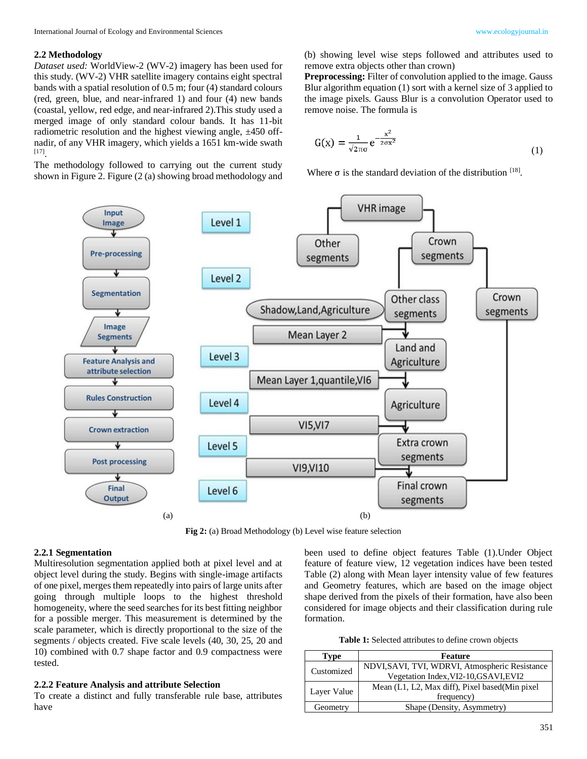## 2.2 Methodology

*Dataset used:* WorldView-2 (WV-2) imagery has been used for this study. (WV-2) VHR satellite imagery contains eight spectral bands with a spatial resolution of 0.5 m; four (4) standard colours (red, green, blue, and near-infrared 1) and four (4) new bands (coastal, yellow, red edge, and near-infrared 2).This study used a merged image of only standard colour bands. It has 11-bit radiometric resolution and the highest viewing angle, ±450 off-nadir, of any VHR imagery, which yields a 1651 km-wide swath [17].

The methodology followed to carrying out the current study shown in Figure 2. Figure (2 (a) showing broad methodology and (b) showing level wise steps followed and attributes used to remove extra objects other than crown)

**Preprocessing:** Filter of convolution applied to the image. Gauss Blur algorithm equation (1) sort with a kernel size of 3 applied to the image pixels. Gauss Blur is a convolution Operator used to remove noise. The formula is

$$G(x) = \frac{1}{\sqrt{2\pi}\sigma} e^{-\frac{x^2}{2\sigma x^2}} \quad (1)$$

Where σ is the standard deviation of the distribution [18].

Fig 2: (a) Broad Methodology (b) Level wise feature selection

### 2.2.1 Segmentation

Multiresolution segmentation applied both at pixel level and at object level during the study. Begins with single-image artifacts of one pixel, merges them repeatedly into pairs of large units after going through multiple loops to the highest threshold homogeneity, where the seed searches for its best fitting neighbor for a possible merger. This measurement is determined by the scale parameter, which is directly proportional to the size of the segments / objects created. Five scale levels (40, 30, 25, 20 and 10) combined with 0.7 shape factor and 0.9 compactness were tested.

### 2.2.2 Feature Analysis and attribute Selection

To create a distinct and fully transferable rule base, attributes have been used to define object features Table (1).Under Object feature of feature view, 12 vegetation indices have been tested Table (2) along with Mean layer intensity value of few features and Geometry features, which are based on the image object shape derived from the pixels of their formation, have also been considered for image objects and their classification during rule formation.

**Table 1:** Selected attributes to define crown objects

| Type | Feature |
|---|---|
| Customized | NDVI,SAVI, TVI, WDRVI, Atmospheric Resistance Vegetation Index,VI2-10,GSAVI,EVI2 |
| Layer Value | Mean (L1, L2, Max diff), Pixel based(Min pixel frequency) |
| Geometry | Shape (Density, Asymmetry) |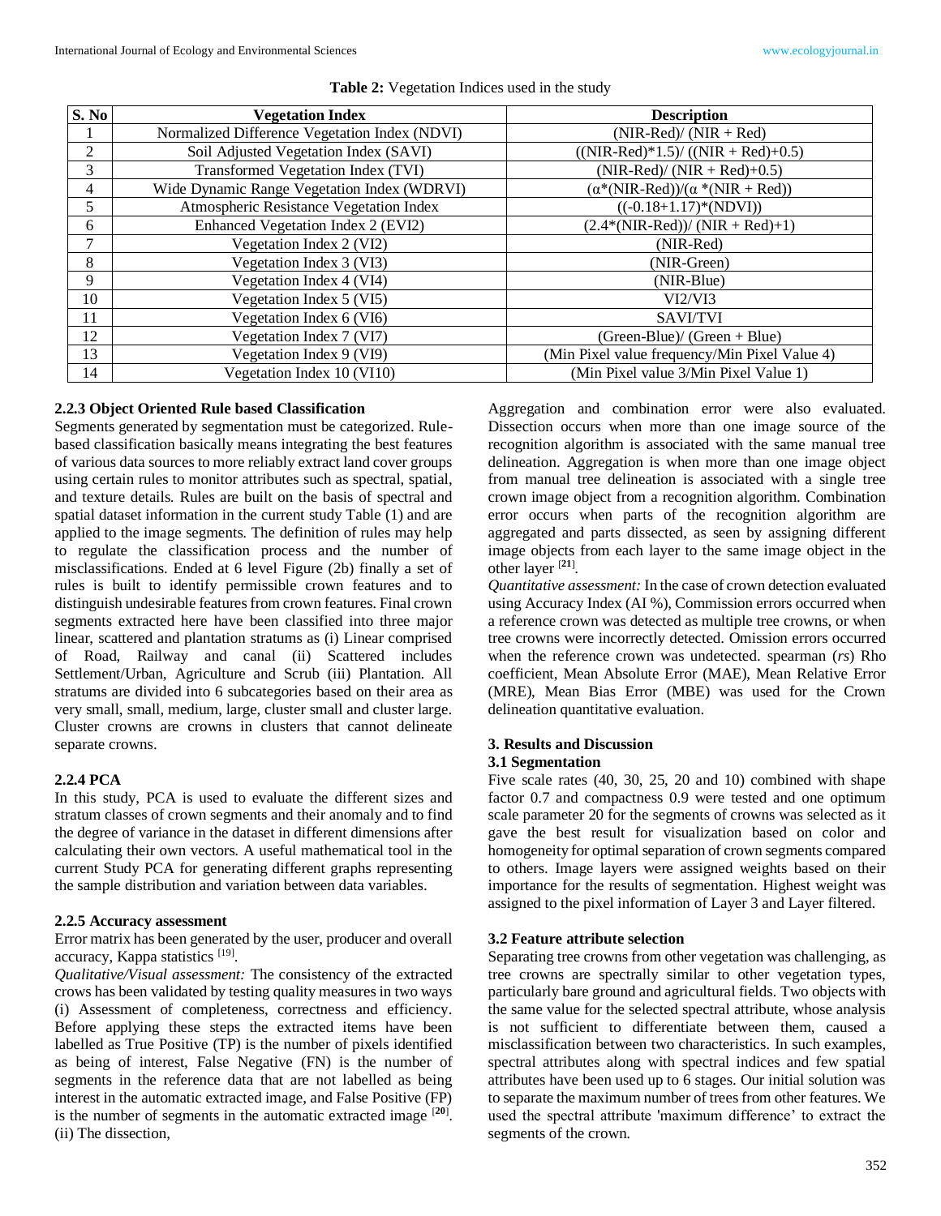**Table 2:** Vegetation Indices used in the study

| S. No | Vegetation Index | Description |
|---|---|---|
| 1 | Normalized Difference Vegetation Index (NDVI) | (NIR-Red)/ (NIR + Red) |
| 2 | Soil Adjusted Vegetation Index (SAVI) | ((NIR-Red)*1.5)/ ((NIR + Red)+0.5) |
| 3 | Transformed Vegetation Index (TVI) | (NIR-Red)/ (NIR + Red)+0.5) |
| 4 | Wide Dynamic Range Vegetation Index (WDRVI) | (α*(NIR-Red))/(α *(NIR + Red)) |
| 5 | Atmospheric Resistance Vegetation Index | ((-0.18+1.17)*(NDVI)) |
| 6 | Enhanced Vegetation Index 2 (EVI2) | (2.4*(NIR-Red))/ (NIR + Red)+1) |
| 7 | Vegetation Index 2 (VI2) | (NIR-Red) |
| 8 | Vegetation Index 3 (VI3) | (NIR-Green) |
| 9 | Vegetation Index 4 (VI4) | (NIR-Blue) |
| 10 | Vegetation Index 5 (VI5) | VI2/VI3 |
| 11 | Vegetation Index 6 (VI6) | SAVI/TVI |
| 12 | Vegetation Index 7 (VI7) | (Green-Blue)/ (Green + Blue) |
| 13 | Vegetation Index 9 (VI9) | (Min Pixel value frequency/Min Pixel Value 4) |
| 14 | Vegetation Index 10 (VI10) | (Min Pixel value 3/Min Pixel Value 1) |

### 2.2.3 Object Oriented Rule based Classification

Segments generated by segmentation must be categorized. Rule-based classification basically means integrating the best features of various data sources to more reliably extract land cover groups using certain rules to monitor attributes such as spectral, spatial, and texture details. Rules are built on the basis of spectral and spatial dataset information in the current study Table (1) and are applied to the image segments. The definition of rules may help to regulate the classification process and the number of misclassifications. Ended at 6 level Figure (2b) finally a set of rules is built to identify permissible crown features and to distinguish undesirable features from crown features. Final crown segments extracted here have been classified into three major linear, scattered and plantation stratums as (i) Linear comprised of Road, Railway and canal (ii) Scattered includes Settlement/Urban, Agriculture and Scrub (iii) Plantation. All stratums are divided into 6 subcategories based on their area as very small, small, medium, large, cluster small and cluster large. Cluster crowns are crowns in clusters that cannot delineate separate crowns.

### 2.2.4 PCA

In this study, PCA is used to evaluate the different sizes and stratum classes of crown segments and their anomaly and to find the degree of variance in the dataset in different dimensions after calculating their own vectors. A useful mathematical tool in the current Study PCA for generating different graphs representing the sample distribution and variation between data variables.

### 2.2.5 Accuracy assessment

Error matrix has been generated by the user, producer and overall accuracy, Kappa statistics [19].

*Qualitative/Visual assessment:* The consistency of the extracted crows has been validated by testing quality measures in two ways (i) Assessment of completeness, correctness and efficiency. Before applying these steps the extracted items have been labelled as True Positive (TP) is the number of pixels identified as being of interest, False Negative (FN) is the number of segments in the reference data that are not labelled as being interest in the automatic extracted image, and False Positive (FP) is the number of segments in the automatic extracted image [20]. (ii) The dissection, Aggregation and combination error were also evaluated. Dissection occurs when more than one image source of the recognition algorithm is associated with the same manual tree delineation. Aggregation is when more than one image object from manual tree delineation is associated with a single tree crown image object from a recognition algorithm. Combination error occurs when parts of the recognition algorithm are aggregated and parts dissected, as seen by assigning different image objects from each layer to the same image object in the other layer [21].

*Quantitative assessment:* In the case of crown detection evaluated using Accuracy Index (AI %), Commission errors occurred when a reference crown was detected as multiple tree crowns, or when tree crowns were incorrectly detected. Omission errors occurred when the reference crown was undetected. spearman (*rs*) Rho coefficient, Mean Absolute Error (MAE), Mean Relative Error (MRE), Mean Bias Error (MBE) was used for the Crown delineation quantitative evaluation.

## 3. Results and Discussion

### 3.1 Segmentation

Five scale rates (40, 30, 25, 20 and 10) combined with shape factor 0.7 and compactness 0.9 were tested and one optimum scale parameter 20 for the segments of crowns was selected as it gave the best result for visualization based on color and homogeneity for optimal separation of crown segments compared to others. Image layers were assigned weights based on their importance for the results of segmentation. Highest weight was assigned to the pixel information of Layer 3 and Layer filtered.

### 3.2 Feature attribute selection

Separating tree crowns from other vegetation was challenging, as tree crowns are spectrally similar to other vegetation types, particularly bare ground and agricultural fields. Two objects with the same value for the selected spectral attribute, whose analysis is not sufficient to differentiate between them, caused a misclassification between two characteristics. In such examples, spectral attributes along with spectral indices and few spatial attributes have been used up to 6 stages. Our initial solution was to separate the maximum number of trees from other features. We used the spectral attribute 'maximum difference' to extract the segments of the crown.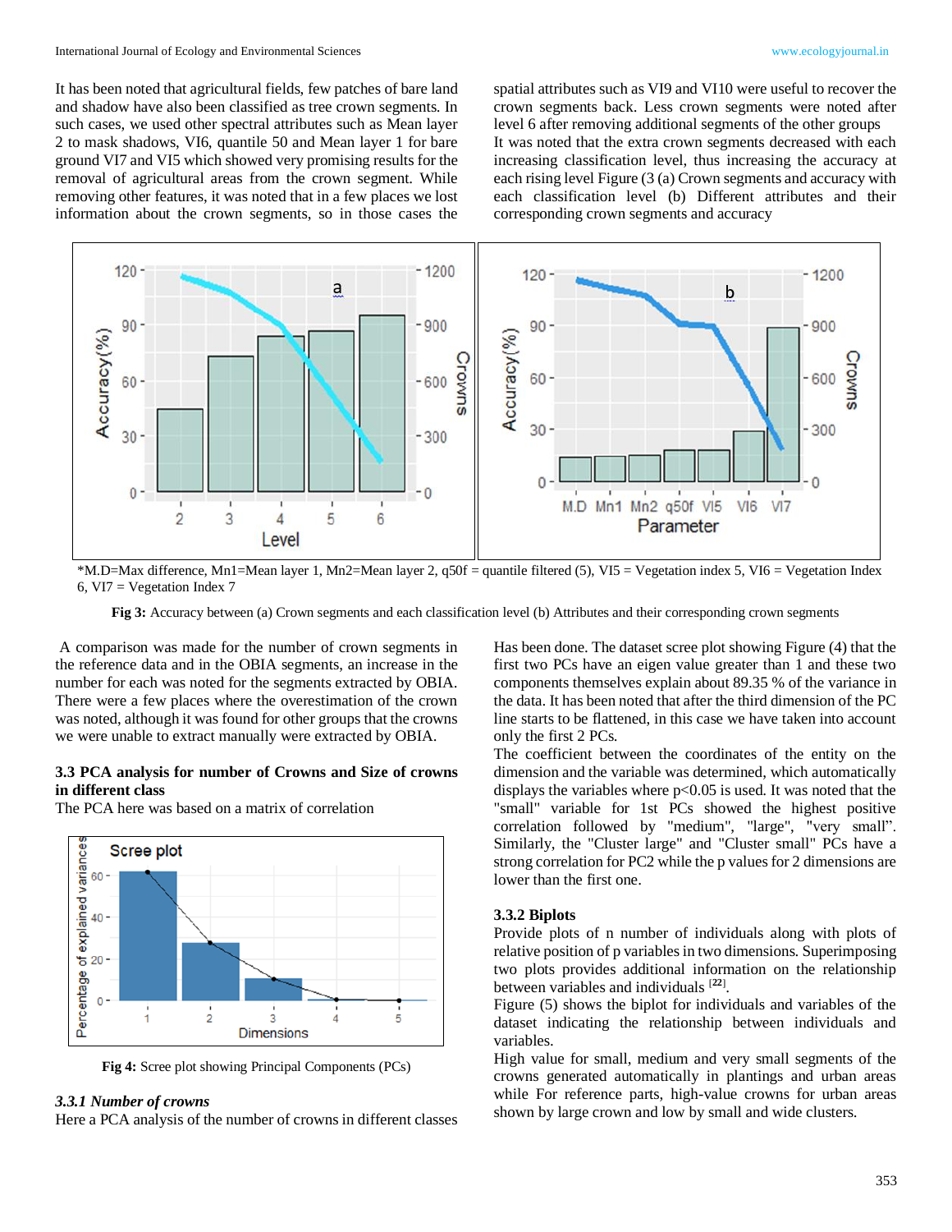It has been noted that agricultural fields, few patches of bare land and shadow have also been classified as tree crown segments. In such cases, we used other spectral attributes such as Mean layer 2 to mask shadows, VI6, quantile 50 and Mean layer 1 for bare ground VI7 and VI5 which showed very promising results for the removal of agricultural areas from the crown segment. While removing other features, it was noted that in a few places we lost information about the crown segments, so in those cases the spatial attributes such as VI9 and VI10 were useful to recover the crown segments back. Less crown segments were noted after level 6 after removing additional segments of the other groups

It was noted that the extra crown segments decreased with each increasing classification level, thus increasing the accuracy at each rising level Figure (3 (a) Crown segments and accuracy with each classification level (b) Different attributes and their corresponding crown segments and accuracy

*M.D=Max difference, Mn1=Mean layer 1, Mn2=Mean layer 2, q50f = quantile filtered (5), VI5 = Vegetation index 5, VI6 = Vegetation Index 6, VI7 = Vegetation Index 7

**Fig 3:** Accuracy between (a) Crown segments and each classification level (b) Attributes and their corresponding crown segments

A comparison was made for the number of crown segments in the reference data and in the OBIA segments, an increase in the number for each was noted for the segments extracted by OBIA. There were a few places where the overestimation of the crown was noted, although it was found for other groups that the crowns we were unable to extract manually were extracted by OBIA.

### 3.3 PCA analysis for number of Crowns and Size of crowns in different class

The PCA here was based on a matrix of correlation

**Fig 4:** Scree plot showing Principal Components (PCs)

#### *3.3.1 Number of crowns*

Here a PCA analysis of the number of crowns in different classes Has been done. The dataset scree plot showing Figure (4) that the first two PCs have an eigen value greater than 1 and these two components themselves explain about 89.35 % of the variance in the data. It has been noted that after the third dimension of the PC line starts to be flattened, in this case we have taken into account only the first 2 PCs.

The coefficient between the coordinates of the entity on the dimension and the variable was determined, which automatically displays the variables where $p<0.05$ is used. It was noted that the "small" variable for 1st PCs showed the highest positive correlation followed by "medium", "large", "very small". Similarly, the "Cluster large" and "Cluster small" PCs have a strong correlation for PC2 while the p values for 2 dimensions are lower than the first one.

#### 3.3.2 Biplots

Provide plots of n number of individuals along with plots of relative position of p variables in two dimensions. Superimposing two plots provides additional information on the relationship between variables and individuals [22].

Figure (5) shows the biplot for individuals and variables of the dataset indicating the relationship between individuals and variables.

High value for small, medium and very small segments of the crowns generated automatically in plantings and urban areas while For reference parts, high-value crowns for urban areas shown by large crown and low by small and wide clusters.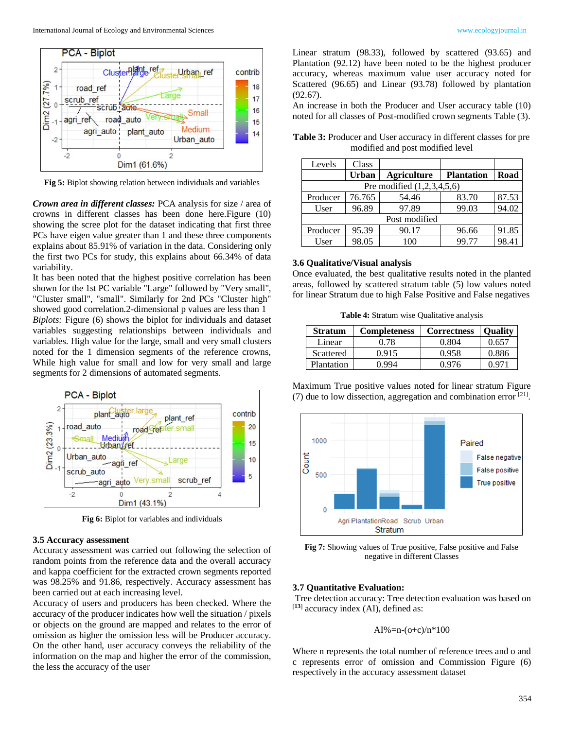Fig 5: Biplot showing relation between individuals and variables

***Crown area in different classes:*** PCA analysis for size / area of crowns in different classes has been done here.Figure (10) showing the scree plot for the dataset indicating that first three PCs have eigen value greater than 1 and these three components explains about 85.91% of variation in the data. Considering only the first two PCs for study, this explains about 66.34% of data variability.

It has been noted that the highest positive correlation has been shown for the 1st PC variable "Large" followed by "Very small", "Cluster small", "small". Similarly for 2nd PCs "Cluster high" showed good correlation.2-dimensional p values are less than 1

*Biplots:* Figure (6) shows the biplot for individuals and dataset variables suggesting relationships between individuals and variables. High value for the large, small and very small clusters noted for the 1 dimension segments of the reference crowns, While high value for small and low for very small and large segments for 2 dimensions of automated segments.

Fig 6: Biplot for variables and individuals

### 3.5 Accuracy assessment

Accuracy assessment was carried out following the selection of random points from the reference data and the overall accuracy and kappa coefficient for the extracted crown segments reported was 98.25% and 91.86, respectively. Accuracy assessment has been carried out at each increasing level.

Accuracy of users and producers has been checked. Where the accuracy of the producer indicates how well the situation / pixels or objects on the ground are mapped and relates to the error of omission as higher the omission less will be Producer accuracy. On the other hand, user accuracy conveys the reliability of the information on the map and higher the error of the commission, the less the accuracy of the user

Linear stratum (98.33), followed by scattered (93.65) and Plantation (92.12) have been noted to be the highest producer accuracy, whereas maximum value user accuracy noted for Scattered (96.65) and Linear (93.78) followed by plantation (92.67).

An increase in both the Producer and User accuracy table (10) noted for all classes of Post-modified crown segments Table (3).

**Table 3:** Producer and User accuracy in different classes for pre modified and post modified level

| Levels | Class | | | |
|---|---|---|---|---|
| | **Urban** | **Agriculture** | **Plantation** | **Road** |
| Pre modified (1,2,3,4,5,6) | | | | |
| Producer | 76.765 | 54.46 | 83.70 | 87.53 |
| User | 96.89 | 97.89 | 99.03 | 94.02 |
| Post modified | | | | |
| Producer | 95.39 | 90.17 | 96.66 | 91.85 |
| User | 98.05 | 100 | 99.77 | 98.41 |

### 3.6 Qualitative/Visual analysis

Once evaluated, the best qualitative results noted in the planted areas, followed by scattered stratum table (5) low values noted for linear Stratum due to high False Positive and False negatives

**Table 4:** Stratum wise Qualitative analysis

| Stratum | Completeness | Correctness | Quality |
|---|---|---|---|
| Linear | 0.78 | 0.804 | 0.657 |
| Scattered | 0.915 | 0.958 | 0.886 |
| Plantation | 0.994 | 0.976 | 0.971 |

Maximum True positive values noted for linear stratum Figure (7) due to low dissection, aggregation and combination error [21].

Fig 7: Showing values of True positive, False positive and False negative in different Classes

### 3.7 Quantitative Evaluation:

Tree detection accuracy: Tree detection evaluation was based on [13] accuracy index (AI), defined as:

$$AI\%=n-(o+c)/n*100$$

Where n represents the total number of reference trees and o and c represents error of omission and Commission Figure (6) respectively in the accuracy assessment dataset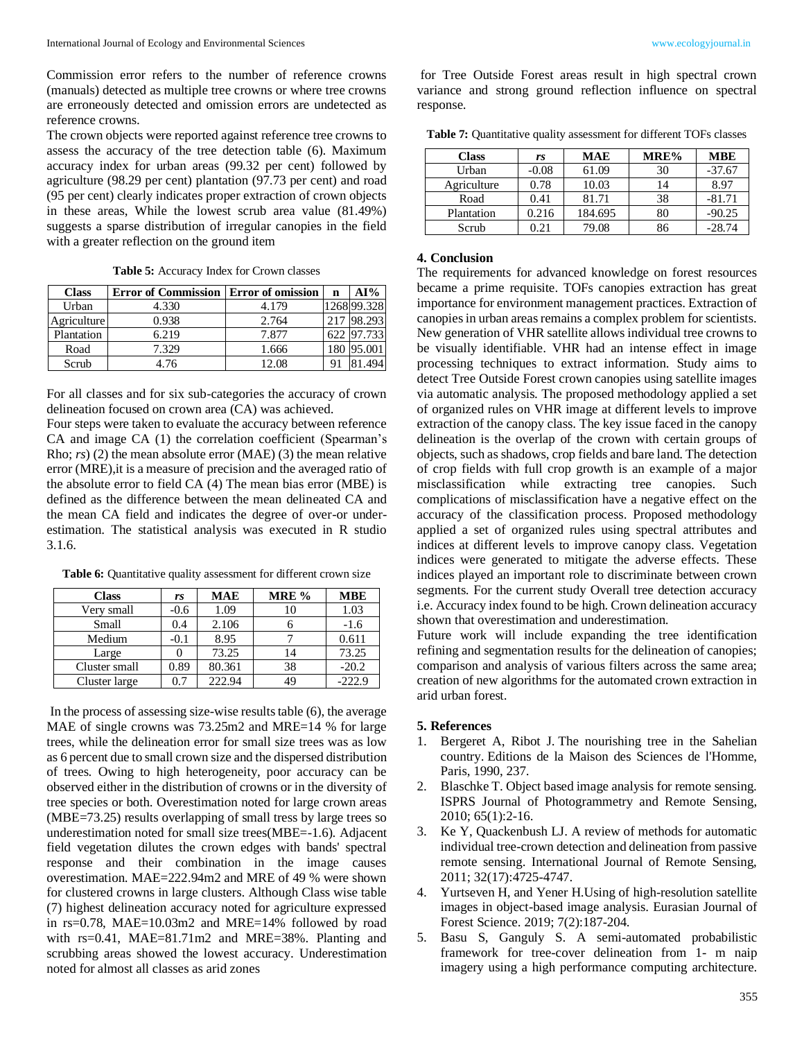Commission error refers to the number of reference crowns (manuals) detected as multiple tree crowns or where tree crowns are erroneously detected and omission errors are undetected as reference crowns.

The crown objects were reported against reference tree crowns to assess the accuracy of the tree detection table (6). Maximum accuracy index for urban areas (99.32 per cent) followed by agriculture (98.29 per cent) plantation (97.73 per cent) and road (95 per cent) clearly indicates proper extraction of crown objects in these areas, While the lowest scrub area value (81.49%) suggests a sparse distribution of irregular canopies in the field with a greater reflection on the ground item

**Table 5:** Accuracy Index for Crown classes

| Class | Error of Commission | Error of omission | n | AI% |
|---|---|---|---|---|
| Urban | 4.330 | 4.179 | 1268 | 99.328 |
| Agriculture | 0.938 | 2.764 | 217 | 98.293 |
| Plantation | 6.219 | 7.877 | 622 | 97.733 |
| Road | 7.329 | 1.666 | 180 | 95.001 |
| Scrub | 4.76 | 12.08 | 91 | 81.494 |

For all classes and for six sub-categories the accuracy of crown delineation focused on crown area (CA) was achieved.

Four steps were taken to evaluate the accuracy between reference CA and image CA (1) the correlation coefficient (Spearman's Rho; *rs*) (2) the mean absolute error (MAE) (3) the mean relative error (MRE),it is a measure of precision and the averaged ratio of the absolute error to field CA (4) The mean bias error (MBE) is defined as the difference between the mean delineated CA and the mean CA field and indicates the degree of over-or under-estimation. The statistical analysis was executed in R studio 3.1.6.

**Table 6:** Quantitative quality assessment for different crown size

| Class | *rs* | MAE | MRE % | MBE |
|---|---|---|---|---|
| Very small | -0.6 | 1.09 | 10 | 1.03 |
| Small | 0.4 | 2.106 | 6 | -1.6 |
| Medium | -0.1 | 8.95 | 7 | 0.611 |
| Large | 0 | 73.25 | 14 | 73.25 |
| Cluster small | 0.89 | 80.361 | 38 | -20.2 |
| Cluster large | 0.7 | 222.94 | 49 | -222.9 |

In the process of assessing size-wise results table (6), the average MAE of single crowns was 73.25m2 and MRE=14 % for large trees, while the delineation error for small size trees was as low as 6 percent due to small crown size and the dispersed distribution of trees. Owing to high heterogeneity, poor accuracy can be observed either in the distribution of crowns or in the diversity of tree species or both. Overestimation noted for large crown areas (MBE=73.25) results overlapping of small tress by large trees so underestimation noted for small size trees(MBE=-1.6). Adjacent field vegetation dilutes the crown edges with bands' spectral response and their combination in the image causes overestimation. MAE=222.94m2 and MRE of 49 % were shown for clustered crowns in large clusters. Although Class wise table (7) highest delineation accuracy noted for agriculture expressed in rs=0.78, MAE=10.03m2 and MRE=14% followed by road with rs=0.41, MAE=81.71m2 and MRE=38%. Planting and scrubbing areas showed the lowest accuracy. Underestimation noted for almost all classes as arid zones for Tree Outside Forest areas result in high spectral crown variance and strong ground reflection influence on spectral response.

**Table 7:** Quantitative quality assessment for different TOFs classes

| Class | *rs* | MAE | MRE% | MBE |
|---|---|---|---|---|
| Urban | -0.08 | 61.09 | 30 | -37.67 |
| Agriculture | 0.78 | 10.03 | 14 | 8.97 |
| Road | 0.41 | 81.71 | 38 | -81.71 |
| Plantation | 0.216 | 184.695 | 80 | -90.25 |
| Scrub | 0.21 | 79.08 | 86 | -28.74 |

## 4. Conclusion

The requirements for advanced knowledge on forest resources became a prime requisite. TOFs canopies extraction has great importance for environment management practices. Extraction of canopies in urban areas remains a complex problem for scientists. New generation of VHR satellite allows individual tree crowns to be visually identifiable. VHR had an intense effect in image processing techniques to extract information. Study aims to detect Tree Outside Forest crown canopies using satellite images via automatic analysis. The proposed methodology applied a set of organized rules on VHR image at different levels to improve extraction of the canopy class. The key issue faced in the canopy delineation is the overlap of the crown with certain groups of objects, such as shadows, crop fields and bare land. The detection of crop fields with full crop growth is an example of a major misclassification while extracting tree canopies. Such complications of misclassification have a negative effect on the accuracy of the classification process. Proposed methodology applied a set of organized rules using spectral attributes and indices at different levels to improve canopy class. Vegetation indices were generated to mitigate the adverse effects. These indices played an important role to discriminate between crown segments. For the current study Overall tree detection accuracy i.e. Accuracy index found to be high. Crown delineation accuracy shown that overestimation and underestimation.

Future work will include expanding the tree identification refining and segmentation results for the delineation of canopies; comparison and analysis of various filters across the same area; creation of new algorithms for the automated crown extraction in arid urban forest.

## 5. References

1. Bergeret A, Ribot J. The nourishing tree in the Sahelian country. Editions de la Maison des Sciences de l'Homme, Paris, 1990, 237.
2. Blaschke T. Object based image analysis for remote sensing. ISPRS Journal of Photogrammetry and Remote Sensing, 2010; 65(1):2-16.
3. Ke Y, Quackenbush LJ. A review of methods for automatic individual tree-crown detection and delineation from passive remote sensing. International Journal of Remote Sensing, 2011; 32(17):4725-4747.
4. Yurtseven H, and Yener H.Using of high-resolution satellite images in object-based image analysis. Eurasian Journal of Forest Science. 2019; 7(2):187-204.
5. Basu S, Ganguly S. A semi-automated probabilistic framework for tree-cover delineation from 1- m naip imagery using a high performance computing architecture.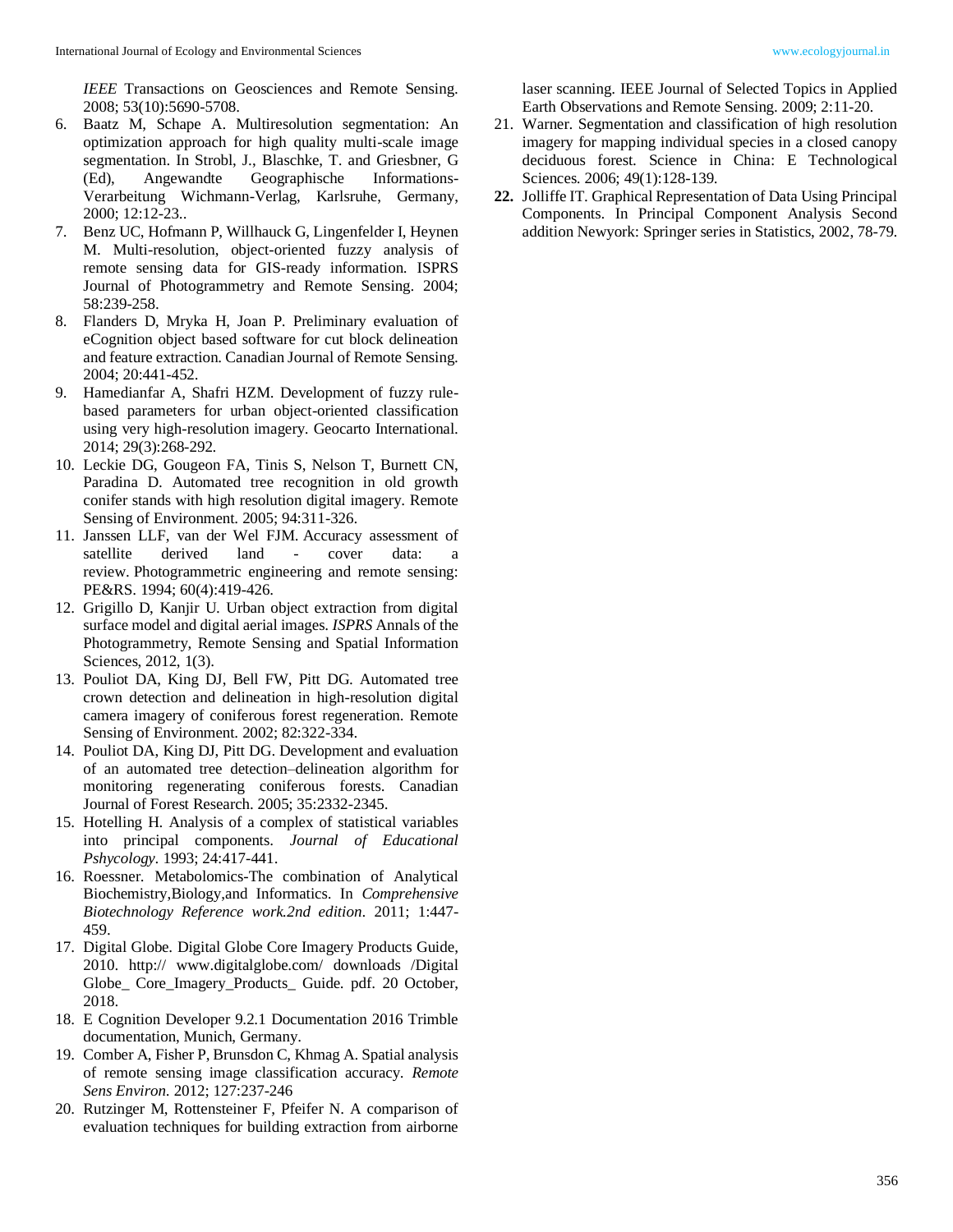*IEEE* Transactions on Geosciences and Remote Sensing. 2008; 53(10):5690-5708.

6. Baatz M, Schape A. Multiresolution segmentation: An optimization approach for high quality multi-scale image segmentation. In Strobl, J., Blaschke, T. and Griesbner, G (Ed), Angewandte Geographische Informations-Verarbeitung Wichmann-Verlag, Karlsruhe, Germany, 2000; 12:12-23..
7. Benz UC, Hofmann P, Willhauck G, Lingenfelder I, Heynen M. Multi-resolution, object-oriented fuzzy analysis of remote sensing data for GIS-ready information. ISPRS Journal of Photogrammetry and Remote Sensing. 2004; 58:239-258.
8. Flanders D, Mryka H, Joan P. Preliminary evaluation of eCognition object based software for cut block delineation and feature extraction. Canadian Journal of Remote Sensing. 2004; 20:441-452.
9. Hamedianfar A, Shafri HZM. Development of fuzzy rule-based parameters for urban object-oriented classification using very high-resolution imagery. Geocarto International. 2014; 29(3):268-292.
10. Leckie DG, Gougeon FA, Tinis S, Nelson T, Burnett CN, Paradina D. Automated tree recognition in old growth conifer stands with high resolution digital imagery. Remote Sensing of Environment. 2005; 94:311-326.
11. Janssen LLF, van der Wel FJM. Accuracy assessment of satellite derived land - cover data: a review. Photogrammetric engineering and remote sensing: PE&RS. 1994; 60(4):419-426.
12. Grigillo D, Kanjir U. Urban object extraction from digital surface model and digital aerial images. *ISPRS* Annals of the Photogrammetry, Remote Sensing and Spatial Information Sciences, 2012, 1(3).
13. Pouliot DA, King DJ, Bell FW, Pitt DG. Automated tree crown detection and delineation in high-resolution digital camera imagery of coniferous forest regeneration. Remote Sensing of Environment. 2002; 82:322-334.
14. Pouliot DA, King DJ, Pitt DG. Development and evaluation of an automated tree detection–delineation algorithm for monitoring regenerating coniferous forests. Canadian Journal of Forest Research. 2005; 35:2332-2345.
15. Hotelling H. Analysis of a complex of statistical variables into principal components. *Journal of Educational Pshycology*. 1993; 24:417-441.
16. Roessner. Metabolomics-The combination of Analytical Biochemistry,Biology,and Informatics. In *Comprehensive Biotechnology Reference work.2nd edition*. 2011; 1:447-459.
17. Digital Globe. Digital Globe Core Imagery Products Guide, 2010. http:// www.digitalglobe.com/ downloads /Digital Globe_ Core_Imagery_Products_ Guide. pdf. 20 October, 2018.
18. E Cognition Developer 9.2.1 Documentation 2016 Trimble documentation, Munich, Germany.
19. Comber A, Fisher P, Brunsdon C, Khmag A. Spatial analysis of remote sensing image classification accuracy. *Remote Sens Environ*. 2012; 127:237-246
20. Rutzinger M, Rottensteiner F, Pfeifer N. A comparison of evaluation techniques for building extraction from airborne laser scanning. IEEE Journal of Selected Topics in Applied Earth Observations and Remote Sensing. 2009; 2:11-20.
21. Warner. Segmentation and classification of high resolution imagery for mapping individual species in a closed canopy deciduous forest. Science in China: E Technological Sciences. 2006; 49(1):128-139.
22. Jolliffe IT. Graphical Representation of Data Using Principal Components. In Principal Component Analysis Second addition Newyork: Springer series in Statistics, 2002, 78-79.